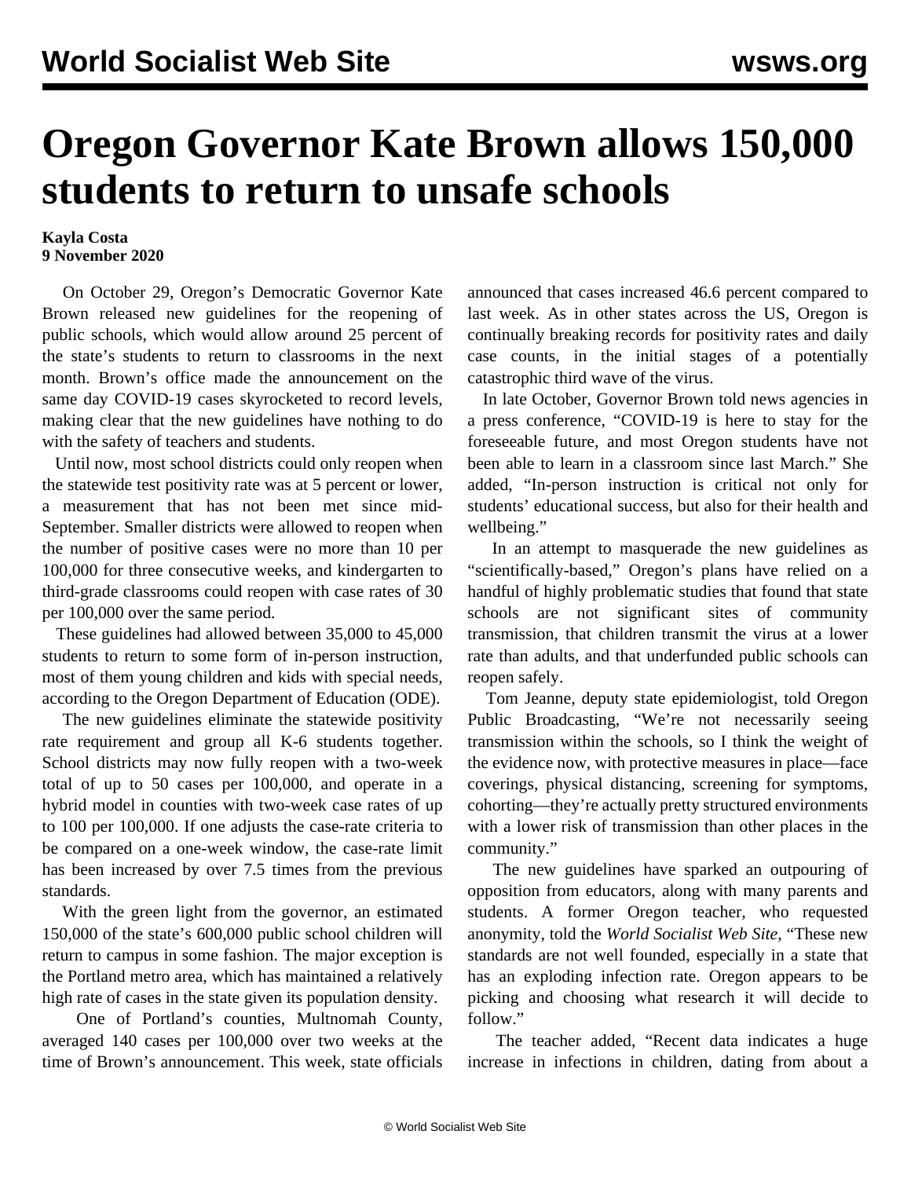# Oregon Governor Kate Brown allows 150,000 students to return to unsafe schools

**Kayla Costa**
**9 November 2020**

On October 29, Oregon's Democratic Governor Kate Brown released new guidelines for the reopening of public schools, which would allow around 25 percent of the state's students to return to classrooms in the next month. Brown's office made the announcement on the same day COVID-19 cases skyrocketed to record levels, making clear that the new guidelines have nothing to do with the safety of teachers and students.

Until now, most school districts could only reopen when the statewide test positivity rate was at 5 percent or lower, a measurement that has not been met since mid-September. Smaller districts were allowed to reopen when the number of positive cases were no more than 10 per 100,000 for three consecutive weeks, and kindergarten to third-grade classrooms could reopen with case rates of 30 per 100,000 over the same period.

These guidelines had allowed between 35,000 to 45,000 students to return to some form of in-person instruction, most of them young children and kids with special needs, according to the Oregon Department of Education (ODE).

The new guidelines eliminate the statewide positivity rate requirement and group all K-6 students together. School districts may now fully reopen with a two-week total of up to 50 cases per 100,000, and operate in a hybrid model in counties with two-week case rates of up to 100 per 100,000. If one adjusts the case-rate criteria to be compared on a one-week window, the case-rate limit has been increased by over 7.5 times from the previous standards.

With the green light from the governor, an estimated 150,000 of the state's 600,000 public school children will return to campus in some fashion. The major exception is the Portland metro area, which has maintained a relatively high rate of cases in the state given its population density.

One of Portland's counties, Multnomah County, averaged 140 cases per 100,000 over two weeks at the time of Brown's announcement. This week, state officials announced that cases increased 46.6 percent compared to last week. As in other states across the US, Oregon is continually breaking records for positivity rates and daily case counts, in the initial stages of a potentially catastrophic third wave of the virus.

In late October, Governor Brown told news agencies in a press conference, "COVID-19 is here to stay for the foreseeable future, and most Oregon students have not been able to learn in a classroom since last March." She added, "In-person instruction is critical not only for students' educational success, but also for their health and wellbeing."

In an attempt to masquerade the new guidelines as "scientifically-based," Oregon's plans have relied on a handful of highly problematic studies that found that state schools are not significant sites of community transmission, that children transmit the virus at a lower rate than adults, and that underfunded public schools can reopen safely.

Tom Jeanne, deputy state epidemiologist, told Oregon Public Broadcasting, "We're not necessarily seeing transmission within the schools, so I think the weight of the evidence now, with protective measures in place—face coverings, physical distancing, screening for symptoms, cohorting—they're actually pretty structured environments with a lower risk of transmission than other places in the community."

The new guidelines have sparked an outpouring of opposition from educators, along with many parents and students. A former Oregon teacher, who requested anonymity, told the *World Socialist Web Site*, "These new standards are not well founded, especially in a state that has an exploding infection rate. Oregon appears to be picking and choosing what research it will decide to follow."

The teacher added, "Recent data indicates a huge increase in infections in children, dating from about a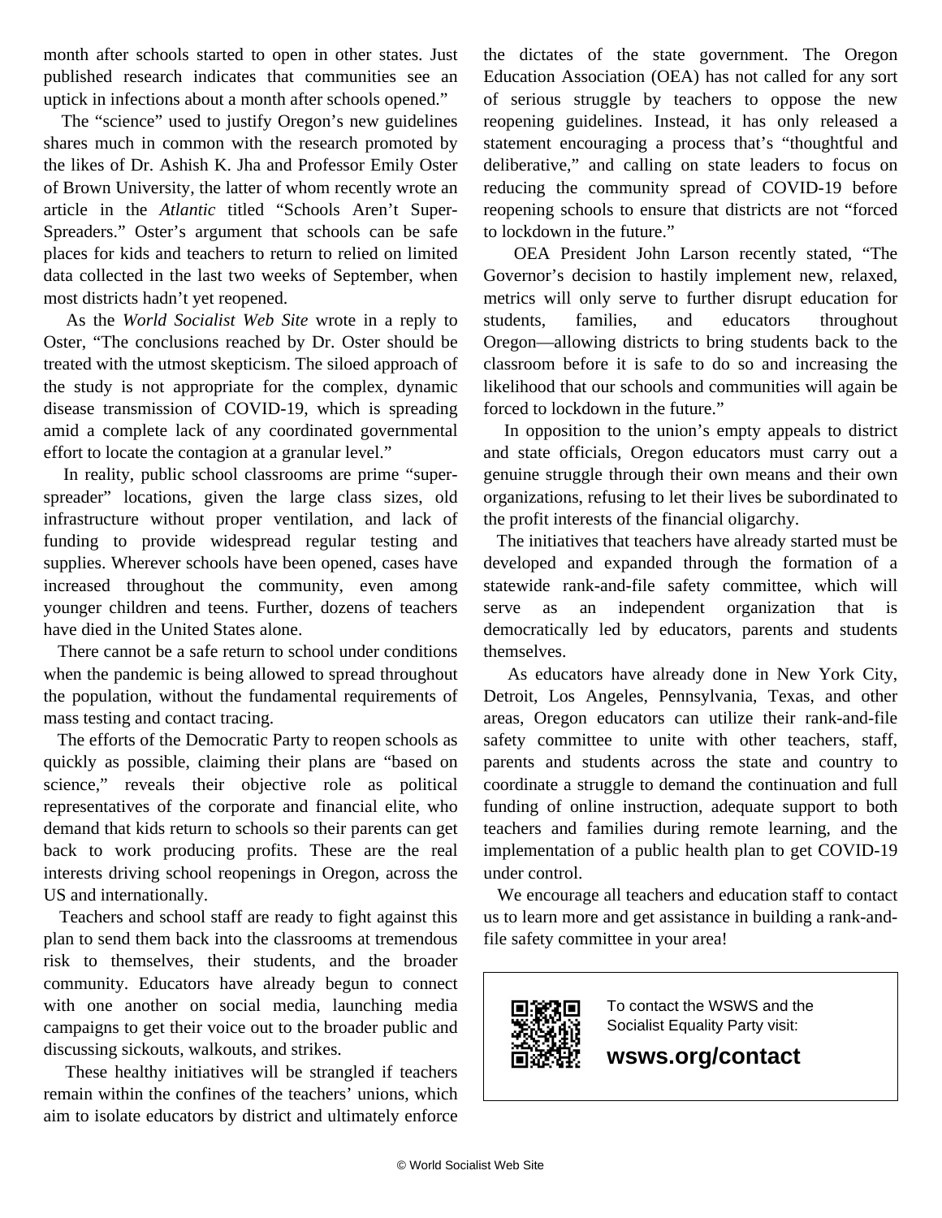month after schools started to open in other states. Just published research indicates that communities see an uptick in infections about a month after schools opened."

The "science" used to justify Oregon's new guidelines shares much in common with the research promoted by the likes of Dr. Ashish K. Jha and Professor Emily Oster of Brown University, the latter of whom recently wrote an article in the *Atlantic* titled "Schools Aren't Super-Spreaders." Oster's argument that schools can be safe places for kids and teachers to return to relied on limited data collected in the last two weeks of September, when most districts hadn't yet reopened.

As the *World Socialist Web Site* wrote in a reply to Oster, "The conclusions reached by Dr. Oster should be treated with the utmost skepticism. The siloed approach of the study is not appropriate for the complex, dynamic disease transmission of COVID-19, which is spreading amid a complete lack of any coordinated governmental effort to locate the contagion at a granular level."

In reality, public school classrooms are prime "super-spreader" locations, given the large class sizes, old infrastructure without proper ventilation, and lack of funding to provide widespread regular testing and supplies. Wherever schools have been opened, cases have increased throughout the community, even among younger children and teens. Further, dozens of teachers have died in the United States alone.

There cannot be a safe return to school under conditions when the pandemic is being allowed to spread throughout the population, without the fundamental requirements of mass testing and contact tracing.

The efforts of the Democratic Party to reopen schools as quickly as possible, claiming their plans are "based on science," reveals their objective role as political representatives of the corporate and financial elite, who demand that kids return to schools so their parents can get back to work producing profits. These are the real interests driving school reopenings in Oregon, across the US and internationally.

Teachers and school staff are ready to fight against this plan to send them back into the classrooms at tremendous risk to themselves, their students, and the broader community. Educators have already begun to connect with one another on social media, launching media campaigns to get their voice out to the broader public and discussing sickouts, walkouts, and strikes.

These healthy initiatives will be strangled if teachers remain within the confines of the teachers' unions, which aim to isolate educators by district and ultimately enforce the dictates of the state government. The Oregon Education Association (OEA) has not called for any sort of serious struggle by teachers to oppose the new reopening guidelines. Instead, it has only released a statement encouraging a process that's "thoughtful and deliberative," and calling on state leaders to focus on reducing the community spread of COVID-19 before reopening schools to ensure that districts are not "forced to lockdown in the future."

OEA President John Larson recently stated, "The Governor's decision to hastily implement new, relaxed, metrics will only serve to further disrupt education for students, families, and educators throughout Oregon—allowing districts to bring students back to the classroom before it is safe to do so and increasing the likelihood that our schools and communities will again be forced to lockdown in the future."

In opposition to the union's empty appeals to district and state officials, Oregon educators must carry out a genuine struggle through their own means and their own organizations, refusing to let their lives be subordinated to the profit interests of the financial oligarchy.

The initiatives that teachers have already started must be developed and expanded through the formation of a statewide rank-and-file safety committee, which will serve as an independent organization that is democratically led by educators, parents and students themselves.

As educators have already done in New York City, Detroit, Los Angeles, Pennsylvania, Texas, and other areas, Oregon educators can utilize their rank-and-file safety committee to unite with other teachers, staff, parents and students across the state and country to coordinate a struggle to demand the continuation and full funding of online instruction, adequate support to both teachers and families during remote learning, and the implementation of a public health plan to get COVID-19 under control.

We encourage all teachers and education staff to contact us to learn more and get assistance in building a rank-and-file safety committee in your area!

To contact the WSWS and the Socialist Equality Party visit:

**wsws.org/contact**